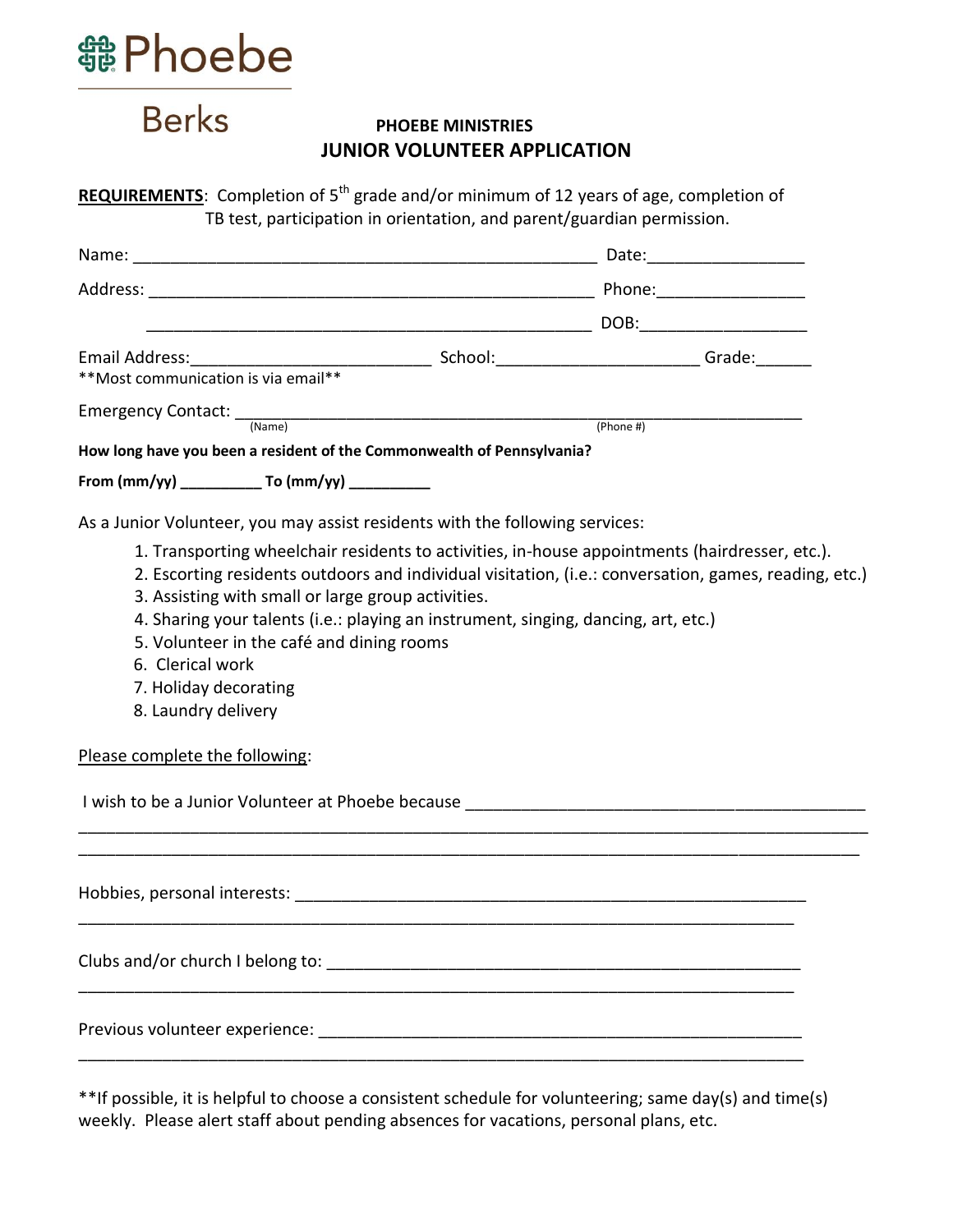Phoebe

Berks

# PHOEBE MINISTRIES
## JUNIOR VOLUNTEER APPLICATION

**REQUIREMENTS**: Completion of 5th grade and/or minimum of 12 years of age, completion of TB test, participation in orientation, and parent/guardian permission.

Name: ___________________________________________________ Date:________________

Address: _________________________________________________ Phone:_______________

_________________________________________________ DOB:__________________

Email Address:__________________________ School:______________________ Grade:______

**Most communication is via email**

Emergency Contact: _______________________________________________________________
(Name) (Phone #)

**How long have you been a resident of the Commonwealth of Pennsylvania?**

**From (mm/yy) __________ To (mm/yy) __________**

As a Junior Volunteer, you may assist residents with the following services:

1. Transporting wheelchair residents to activities, in-house appointments (hairdresser, etc.).
2. Escorting residents outdoors and individual visitation, (i.e.: conversation, games, reading, etc.)
3. Assisting with small or large group activities.
4. Sharing your talents (i.e.: playing an instrument, singing, dancing, art, etc.)
5. Volunteer in the café and dining rooms
6. Clerical work
7. Holiday decorating
8. Laundry delivery

Please complete the following:

I wish to be a Junior Volunteer at Phoebe because ____________________________________________
______________________________________________________________________________________
______________________________________________________________________________________

Hobbies, personal interests: ________________________________________________________
______________________________________________________________________________

Clubs and/or church I belong to: ____________________________________________________
______________________________________________________________________________

Previous volunteer experience: _____________________________________________________
______________________________________________________________________________

**If possible, it is helpful to choose a consistent schedule for volunteering; same day(s) and time(s) weekly. Please alert staff about pending absences for vacations, personal plans, etc.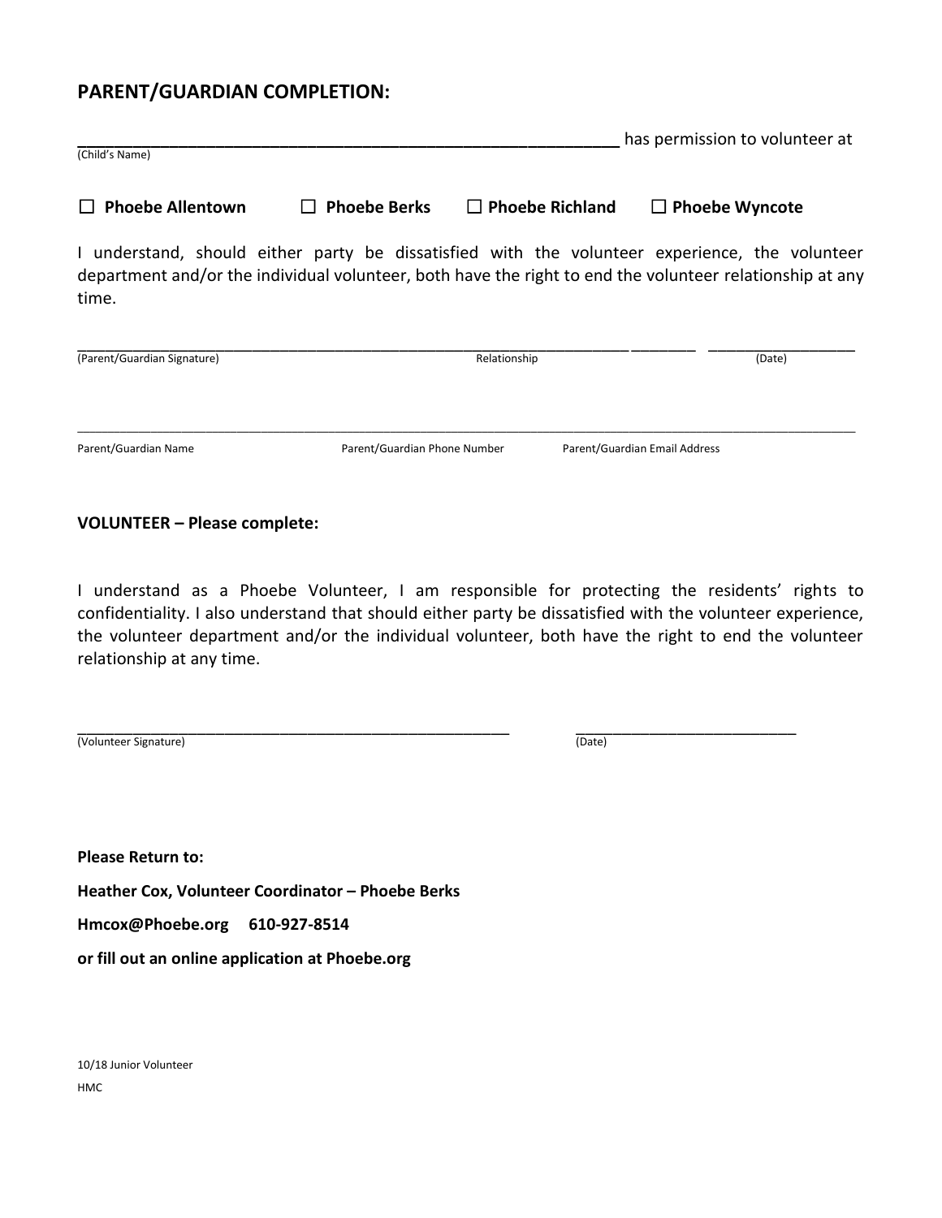**PARENT/GUARDIAN COMPLETION:**

______________________________________________________ has permission to volunteer at
(Child's Name)

☐ **Phoebe Allentown** ☐ **Phoebe Berks** ☐ **Phoebe Richland** ☐ **Phoebe Wyncote**

I understand, should either party be dissatisfied with the volunteer experience, the volunteer department and/or the individual volunteer, both have the right to end the volunteer relationship at any time.

______________________________________________________ ________ ______________
(Parent/Guardian Signature) Relationship (Date)

______________________________________________________________________________
Parent/Guardian Name Parent/Guardian Phone Number Parent/Guardian Email Address

**VOLUNTEER – Please complete:**

I understand as a Phoebe Volunteer, I am responsible for protecting the residents' rights to confidentiality. I also understand that should either party be dissatisfied with the volunteer experience, the volunteer department and/or the individual volunteer, both have the right to end the volunteer relationship at any time.

______________________________________________ ________________________
(Volunteer Signature) (Date)

**Please Return to:**

**Heather Cox, Volunteer Coordinator – Phoebe Berks**

**Hmcox@Phoebe.org 610-927-8514**

**or fill out an online application at Phoebe.org**

10/18 Junior Volunteer

HMC